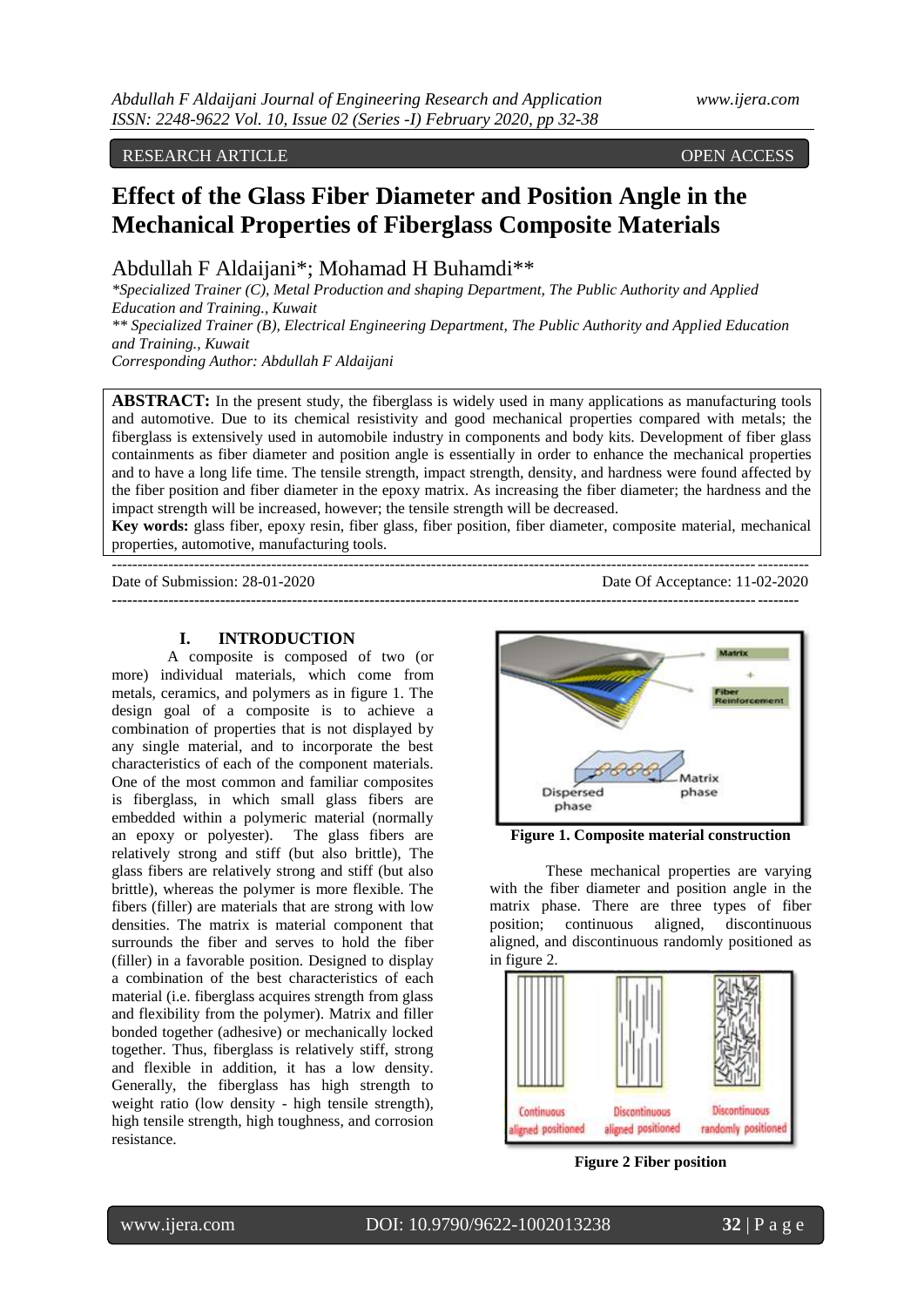RESEARCH ARTICLE OPEN ACCESS

# Effect of the Glass Fiber Diameter and Position Angle in the Mechanical Properties of Fiberglass Composite Materials

Abdullah F Aldaijani*; Mohamad H Buhamdi**

*Specialized Trainer (C), Metal Production and shaping Department, The Public Authority and Applied Education and Training., Kuwait*

*** Specialized Trainer (B), Electrical Engineering Department, The Public Authority and Applied Education and Training., Kuwait*

*Corresponding Author: Abdullah F Aldaijani*

**ABSTRACT:** In the present study, the fiberglass is widely used in many applications as manufacturing tools and automotive. Due to its chemical resistivity and good mechanical properties compared with metals; the fiberglass is extensively used in automobile industry in components and body kits. Development of fiber glass containments as fiber diameter and position angle is essentially in order to enhance the mechanical properties and to have a long life time. The tensile strength, impact strength, density, and hardness were found affected by the fiber position and fiber diameter in the epoxy matrix. As increasing the fiber diameter; the hardness and the impact strength will be increased, however; the tensile strength will be decreased.

**Key words:** glass fiber, epoxy resin, fiber glass, fiber position, fiber diameter, composite material, mechanical properties, automotive, manufacturing tools.

---

Date of Submission: 28-01-2020 Date Of Acceptance: 11-02-2020

---

## I. INTRODUCTION

A composite is composed of two (or more) individual materials, which come from metals, ceramics, and polymers as in figure 1. The design goal of a composite is to achieve a combination of properties that is not displayed by any single material, and to incorporate the best characteristics of each of the component materials. One of the most common and familiar composites is fiberglass, in which small glass fibers are embedded within a polymeric material (normally an epoxy or polyester). The glass fibers are relatively strong and stiff (but also brittle), The glass fibers are relatively strong and stiff (but also brittle), whereas the polymer is more flexible. The fibers (filler) are materials that are strong with low densities. The matrix is material component that surrounds the fiber and serves to hold the fiber (filler) in a favorable position. Designed to display a combination of the best characteristics of each material (i.e. fiberglass acquires strength from glass and flexibility from the polymer). Matrix and filler bonded together (adhesive) or mechanically locked together. Thus, fiberglass is relatively stiff, strong and flexible in addition, it has a low density. Generally, the fiberglass has high strength to weight ratio (low density - high tensile strength), high tensile strength, high toughness, and corrosion resistance.

**Figure 1. Composite material construction**

These mechanical properties are varying with the fiber diameter and position angle in the matrix phase. There are three types of fiber position; continuous aligned, discontinuous aligned, and discontinuous randomly positioned as in figure 2.

**Figure 2 Fiber position**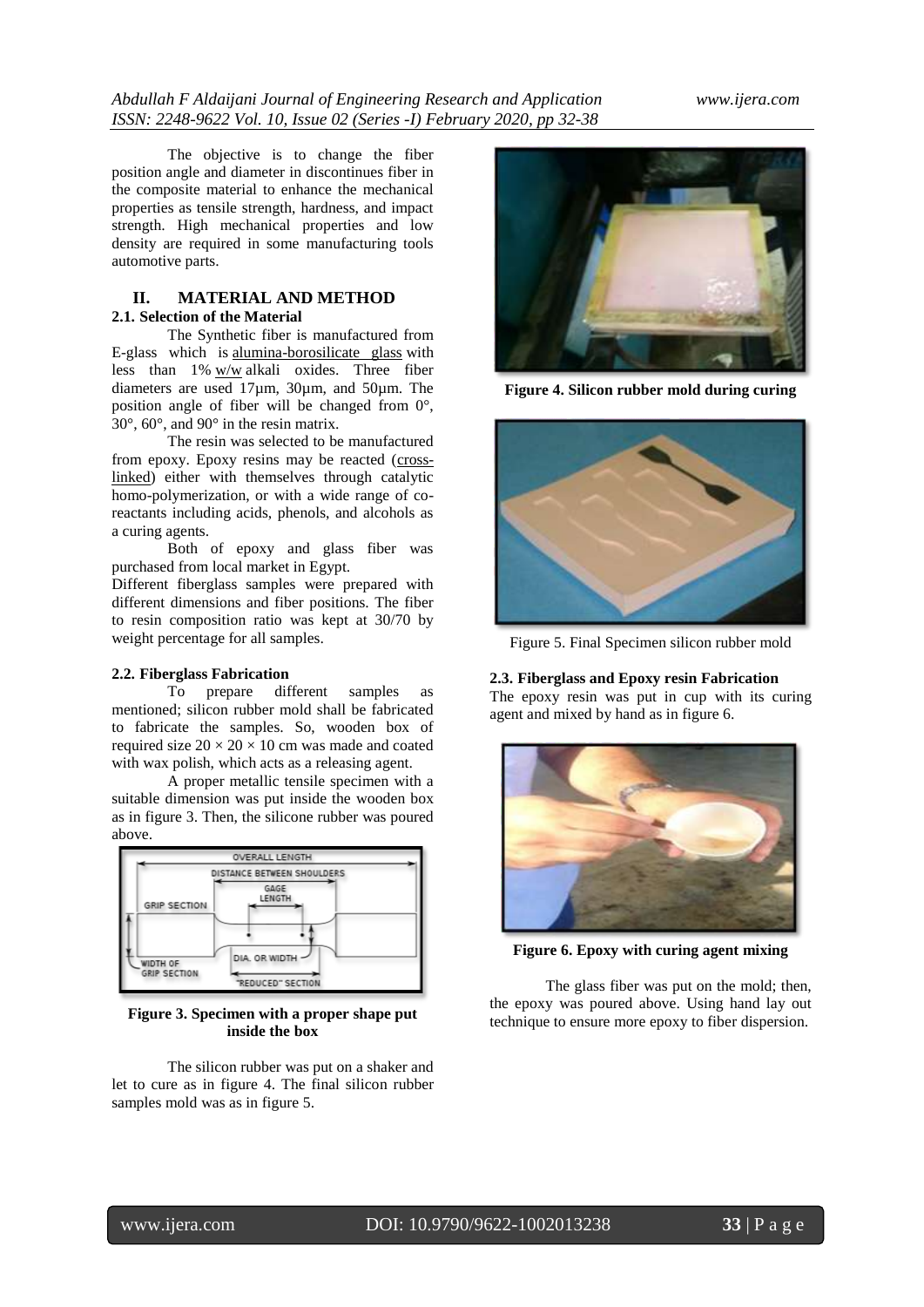The objective is to change the fiber position angle and diameter in discontinues fiber in the composite material to enhance the mechanical properties as tensile strength, hardness, and impact strength. High mechanical properties and low density are required in some manufacturing tools automotive parts.

## II. MATERIAL AND METHOD

### 2.1. Selection of the Material

The Synthetic fiber is manufactured from E-glass which is alumina-borosilicate glass with less than 1% w/w alkali oxides. Three fiber diameters are used 17µm, 30µm, and 50µm. The position angle of fiber will be changed from 0°, 30°, 60°, and 90° in the resin matrix.

The resin was selected to be manufactured from epoxy. Epoxy resins may be reacted (cross-linked) either with themselves through catalytic homo-polymerization, or with a wide range of co-reactants including acids, phenols, and alcohols as a curing agents.

Both of epoxy and glass fiber was purchased from local market in Egypt.

Different fiberglass samples were prepared with different dimensions and fiber positions. The fiber to resin composition ratio was kept at 30/70 by weight percentage for all samples.

### 2.2. Fiberglass Fabrication

To prepare different samples as mentioned; silicon rubber mold shall be fabricated to fabricate the samples. So, wooden box of required size $20 \times 20 \times 10$ cm was made and coated with wax polish, which acts as a releasing agent.

A proper metallic tensile specimen with a suitable dimension was put inside the wooden box as in figure 3. Then, the silicone rubber was poured above.

**Figure 3. Specimen with a proper shape put inside the box**

The silicon rubber was put on a shaker and let to cure as in figure 4. The final silicon rubber samples mold was as in figure 5.

**Figure 4. Silicon rubber mold during curing**

Figure 5. Final Specimen silicon rubber mold

### 2.3. Fiberglass and Epoxy resin Fabrication

The epoxy resin was put in cup with its curing agent and mixed by hand as in figure 6.

**Figure 6. Epoxy with curing agent mixing**

The glass fiber was put on the mold; then, the epoxy was poured above. Using hand lay out technique to ensure more epoxy to fiber dispersion.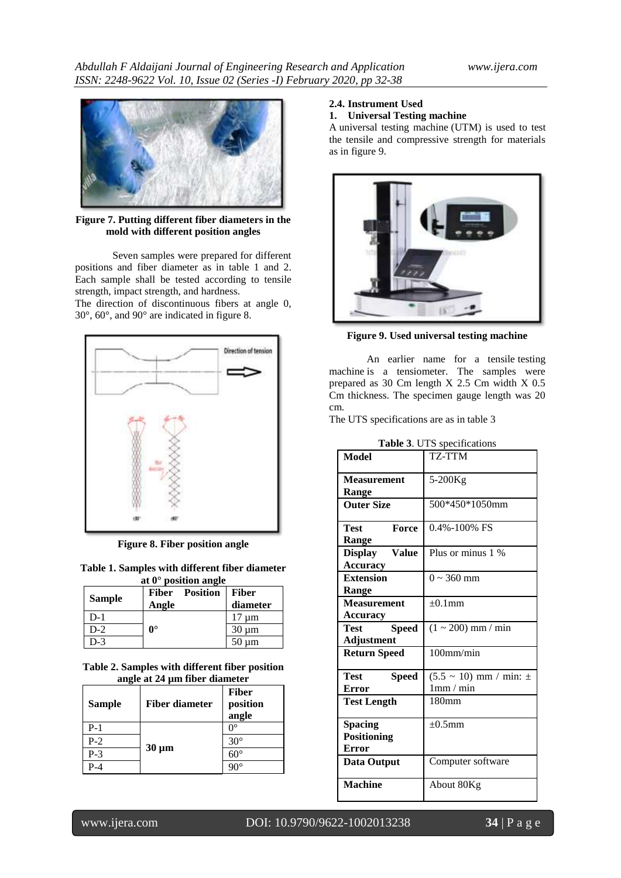**Figure 7. Putting different fiber diameters in the mold with different position angles**

Seven samples were prepared for different positions and fiber diameter as in table 1 and 2. Each sample shall be tested according to tensile strength, impact strength, and hardness.

The direction of discontinuous fibers at angle 0, 30°, 60°, and 90° are indicated in figure 8.

**Figure 8. Fiber position angle**

**Table 1. Samples with different fiber diameter at 0° position angle**

| Sample | Fiber Position Angle | Fiber diameter |
|---|---|---|
| D-1 | 0° | 17 µm |
| D-2 | | 30 µm |
| D-3 | | 50 µm |

**Table 2. Samples with different fiber position angle at 24 µm fiber diameter**

| Sample | Fiber diameter | Fiber position angle |
|---|---|---|
| P-1 | 30 µm | 0° |
| P-2 | | 30° |
| P-3 | | 60° |
| P-4 | | 90° |

**2.4. Instrument Used**

**1. Universal Testing machine**

A universal testing machine (UTM) is used to test the tensile and compressive strength for materials as in figure 9.

**Figure 9. Used universal testing machine**

An earlier name for a tensile testing machine is a tensiometer. The samples were prepared as 30 Cm length X 2.5 Cm width X 0.5 Cm thickness. The specimen gauge length was 20 cm.

The UTS specifications are as in table 3

**Table 3**. UTS specifications

| Model | TZ-TTM |
|---|---|
| **Measurement Range** | 5-200Kg |
| **Outer Size** | 500*450*1050mm |
| **Test Force Range** | 0.4%-100% FS |
| **Display Value Accuracy** | Plus or minus 1 % |
| **Extension Range** | 0 ~ 360 mm |
| **Measurement Accuracy** | ±0.1mm |
| **Test Speed Adjustment** | (1 ~ 200) mm / min |
| **Return Speed** | 100mm/min |
| **Test Speed Error** | (5.5 ~ 10) mm / min: ± 1mm / min |
| **Test Length** | 180mm |
| **Spacing Positioning Error** | ±0.5mm |
| **Data Output** | Computer software |
| **Machine** | About 80Kg |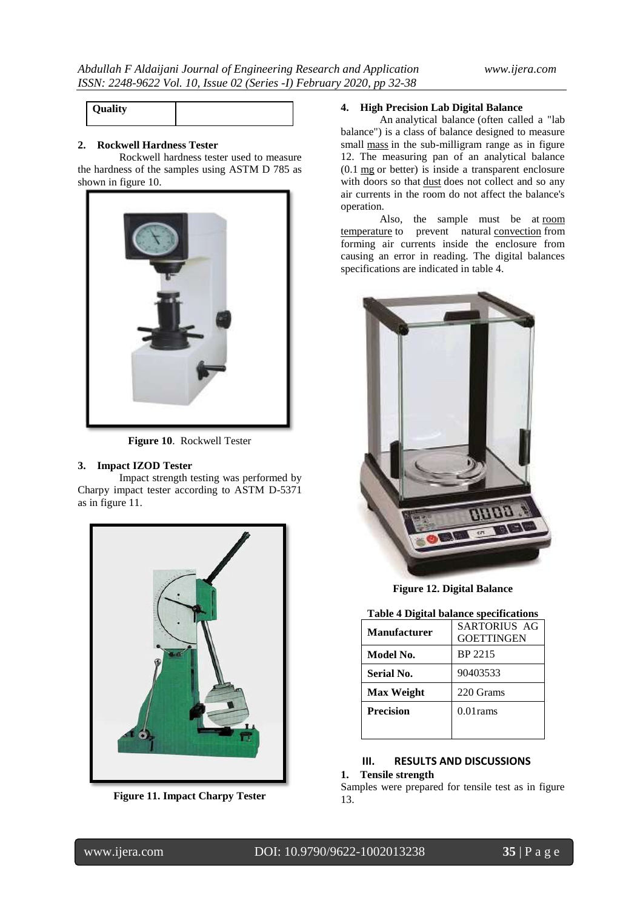| Quality | |
|---|---|

**2. Rockwell Hardness Tester**

Rockwell hardness tester used to measure the hardness of the samples using ASTM D 785 as shown in figure 10.

**Figure 10**. Rockwell Tester

**3. Impact IZOD Tester**

Impact strength testing was performed by Charpy impact tester according to ASTM D-5371 as in figure 11.

**Figure 11. Impact Charpy Tester**

**4. High Precision Lab Digital Balance**

An analytical balance (often called a "lab balance") is a class of balance designed to measure small mass in the sub-milligram range as in figure 12. The measuring pan of an analytical balance (0.1 mg or better) is inside a transparent enclosure with doors so that dust does not collect and so any air currents in the room do not affect the balance's operation.

Also, the sample must be at room temperature to prevent natural convection from forming air currents inside the enclosure from causing an error in reading. The digital balances specifications are indicated in table 4.

**Figure 12. Digital Balance**

**Table 4 Digital balance specifications**

| **Manufacturer** | SARTORIUS AG GOETTINGEN |
|---|---|
| **Model No.** | BP 2215 |
| **Serial No.** | 90403533 |
| **Max Weight** | 220 Grams |
| **Precision** | 0.01rams |

## III. RESULTS AND DISCUSSIONS

**1. Tensile strength**

Samples were prepared for tensile test as in figure 13.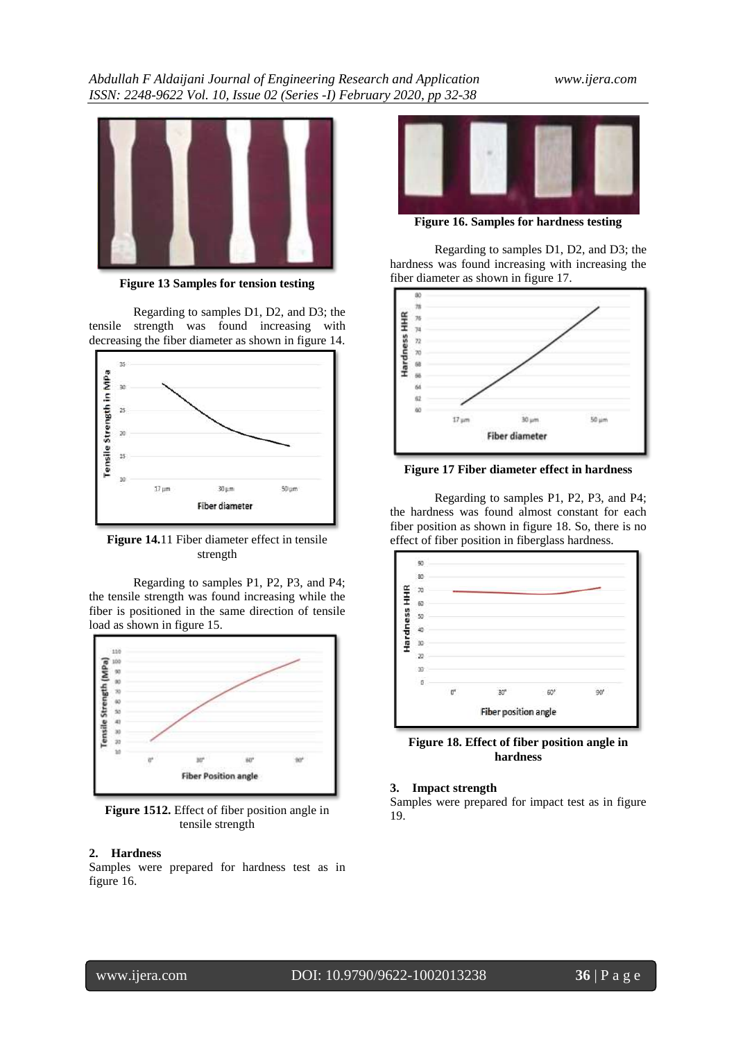Figure 13 Samples for tension testing

Regarding to samples D1, D2, and D3; the tensile strength was found increasing with decreasing the fiber diameter as shown in figure 14.

**Figure 14.**11 Fiber diameter effect in tensile strength

Regarding to samples P1, P2, P3, and P4; the tensile strength was found increasing while the fiber is positioned in the same direction of tensile load as shown in figure 15.

**Figure 1512.** Effect of fiber position angle in tensile strength

## 2. Hardness

Samples were prepared for hardness test as in figure 16.

**Figure 16. Samples for hardness testing**

Regarding to samples D1, D2, and D3; the hardness was found increasing with increasing the fiber diameter as shown in figure 17.

**Figure 17 Fiber diameter effect in hardness**

Regarding to samples P1, P2, P3, and P4; the hardness was found almost constant for each fiber position as shown in figure 18. So, there is no effect of fiber position in fiberglass hardness.

**Figure 18. Effect of fiber position angle in hardness**

## 3. Impact strength

Samples were prepared for impact test as in figure 19.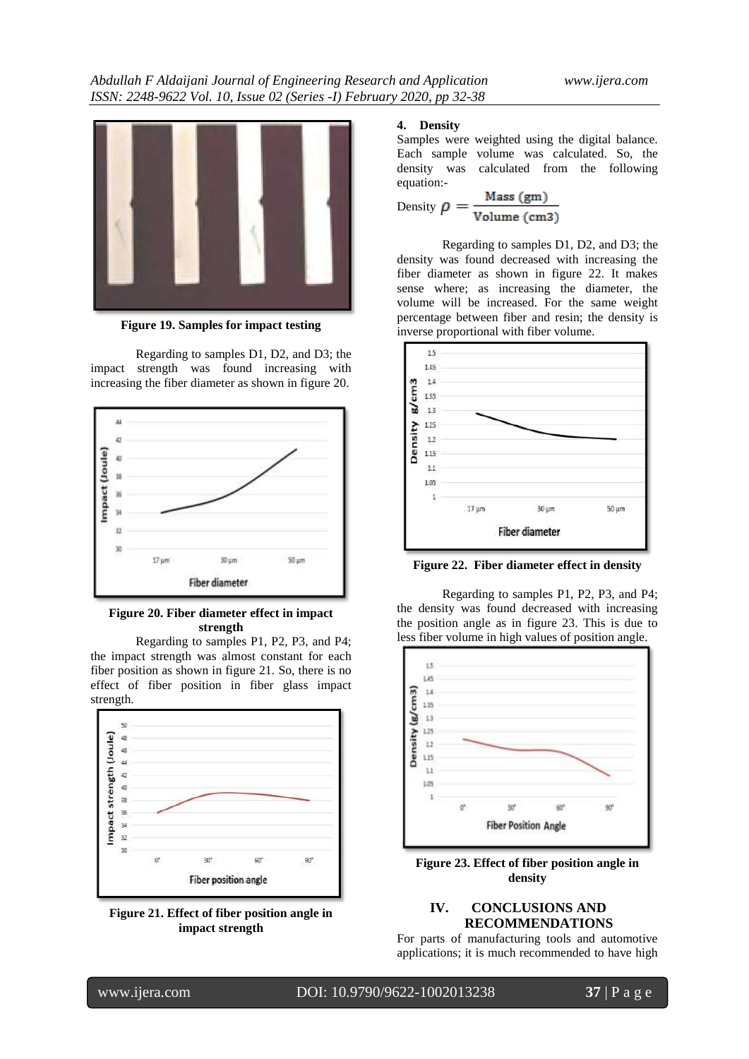Figure 19. Samples for impact testing

Regarding to samples D1, D2, and D3; the impact strength was found increasing with increasing the fiber diameter as shown in figure 20.

**Figure 20. Fiber diameter effect in impact strength**

Regarding to samples P1, P2, P3, and P4; the impact strength was almost constant for each fiber position as shown in figure 21. So, there is no effect of fiber position in fiber glass impact strength.

**Figure 21. Effect of fiber position angle in impact strength**

**4. Density**

Samples were weighted using the digital balance. Each sample volume was calculated. So, the density was calculated from the following equation:-

$$\text{Density } \rho = \frac{\text{Mass (gm)}}{\text{Volume (cm3)}}$$

Regarding to samples D1, D2, and D3; the density was found decreased with increasing the fiber diameter as shown in figure 22. It makes sense where; as increasing the diameter, the volume will be increased. For the same weight percentage between fiber and resin; the density is inverse proportional with fiber volume.

**Figure 22. Fiber diameter effect in density**

Regarding to samples P1, P2, P3, and P4; the density was found decreased with increasing the position angle as in figure 23. This is due to less fiber volume in high values of position angle.

**Figure 23. Effect of fiber position angle in density**

## IV. CONCLUSIONS AND RECOMMENDATIONS

For parts of manufacturing tools and automotive applications; it is much recommended to have high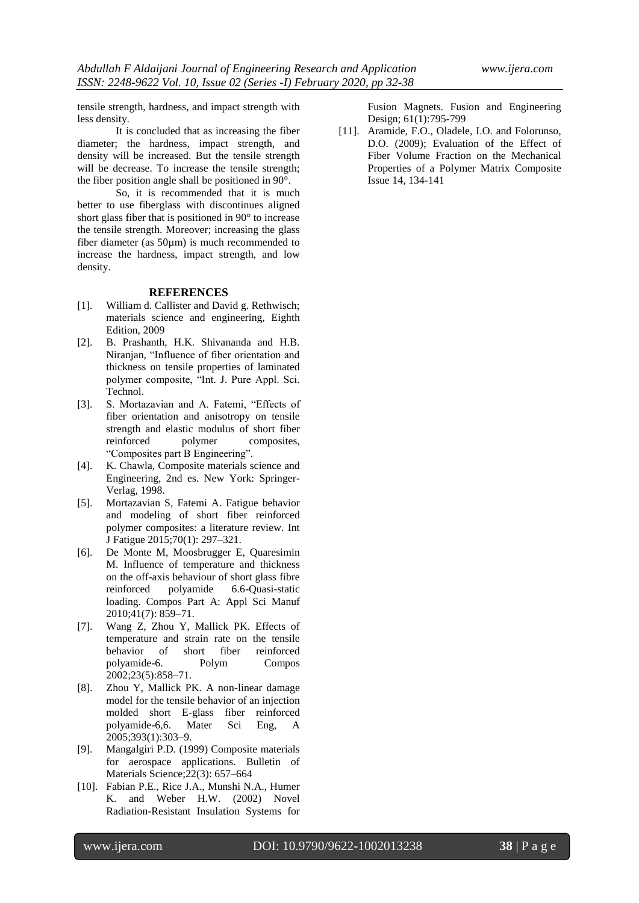tensile strength, hardness, and impact strength with less density.

It is concluded that as increasing the fiber diameter; the hardness, impact strength, and density will be increased. But the tensile strength will be decrease. To increase the tensile strength; the fiber position angle shall be positioned in 90°.

So, it is recommended that it is much better to use fiberglass with discontinues aligned short glass fiber that is positioned in 90° to increase the tensile strength. Moreover; increasing the glass fiber diameter (as 50µm) is much recommended to increase the hardness, impact strength, and low density.

## REFERENCES

[1]. William d. Callister and David g. Rethwisch; materials science and engineering, Eighth Edition, 2009

[2]. B. Prashanth, H.K. Shivananda and H.B. Niranjan, "Influence of fiber orientation and thickness on tensile properties of laminated polymer composite, "Int. J. Pure Appl. Sci. Technol.

[3]. S. Mortazavian and A. Fatemi, "Effects of fiber orientation and anisotropy on tensile strength and elastic modulus of short fiber reinforced polymer composites, "Composites part B Engineering".

[4]. K. Chawla, Composite materials science and Engineering, 2nd es. New York: Springer-Verlag, 1998.

[5]. Mortazavian S, Fatemi A. Fatigue behavior and modeling of short fiber reinforced polymer composites: a literature review. Int J Fatigue 2015;70(1): 297–321.

[6]. De Monte M, Moosbrugger E, Quaresimin M. Influence of temperature and thickness on the off-axis behaviour of short glass fibre reinforced polyamide 6.6-Quasi-static loading. Compos Part A: Appl Sci Manuf 2010;41(7): 859–71.

[7]. Wang Z, Zhou Y, Mallick PK. Effects of temperature and strain rate on the tensile behavior of short fiber reinforced polyamide-6. Polym Compos 2002;23(5):858–71.

[8]. Zhou Y, Mallick PK. A non-linear damage model for the tensile behavior of an injection molded short E-glass fiber reinforced polyamide-6,6. Mater Sci Eng, A 2005;393(1):303–9.

[9]. Mangalgiri P.D. (1999) Composite materials for aerospace applications. Bulletin of Materials Science;22(3): 657–664

[10]. Fabian P.E., Rice J.A., Munshi N.A., Humer K. and Weber H.W. (2002) Novel Radiation-Resistant Insulation Systems for Fusion Magnets. Fusion and Engineering Design; 61(1):795-799

[11]. Aramide, F.O., Oladele, I.O. and Folorunso, D.O. (2009); Evaluation of the Effect of Fiber Volume Fraction on the Mechanical Properties of a Polymer Matrix Composite Issue 14, 134-141